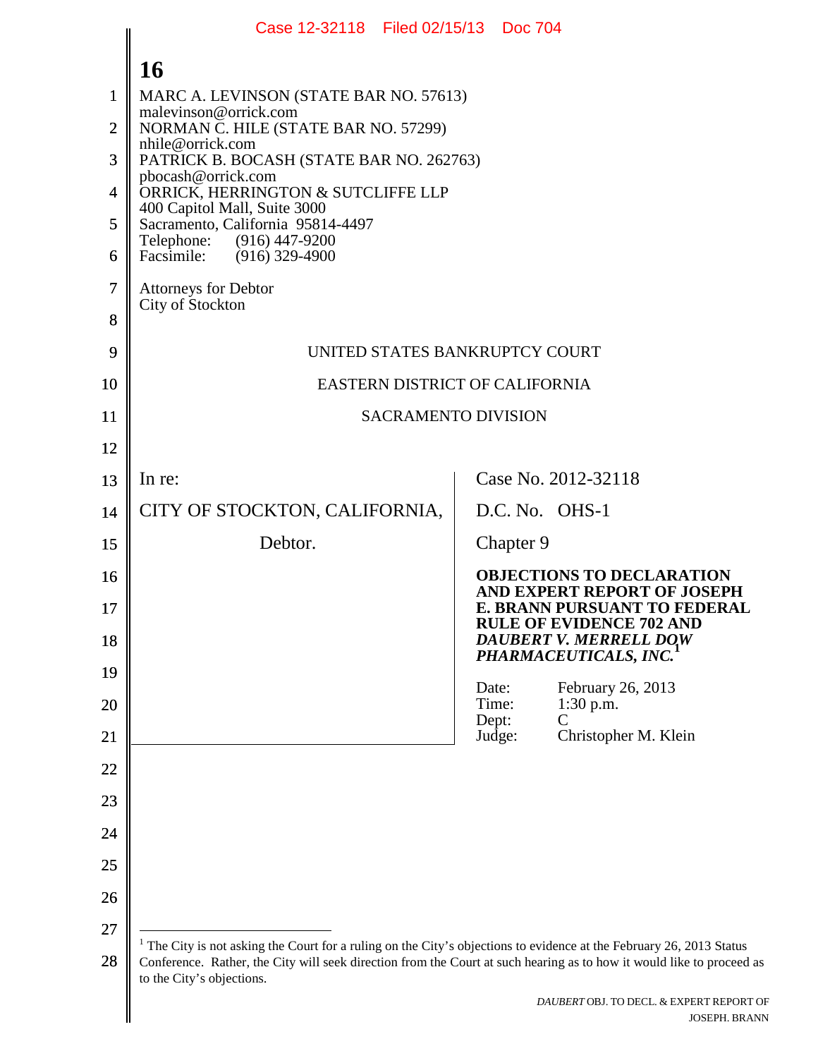MARC A. LEVINSON (STATE BAR NO. 57613)
malevinson@orrick.com
NORMAN C. HILE (STATE BAR NO. 57299)
nhile@orrick.com
PATRICK B. BOCASH (STATE BAR NO. 262763)
pbocash@orrick.com
ORRICK, HERRINGTON & SUTCLIFFE LLP
400 Capitol Mall, Suite 3000
Sacramento, California 95814-4497
Telephone: (916) 447-9200
Facsimile: (916) 329-4900

Attorneys for Debtor
City of Stockton

UNITED STATES BANKRUPTCY COURT

EASTERN DISTRICT OF CALIFORNIA

SACRAMENTO DIVISION

| In re: | Case No. 2012-32118 |
|---|---|
| CITY OF STOCKTON, CALIFORNIA, | D.C. No. OHS-1 |
| Debtor. | Chapter 9 |
| | **OBJECTIONS TO DECLARATION AND EXPERT REPORT OF JOSEPH E. BRANN PURSUANT TO FEDERAL RULE OF EVIDENCE 702 AND *DAUBERT V. MERRELL DOW PHARMACEUTICALS, INC.*[1]** |
| | Date: February 26, 2013<br>Time: 1:30 p.m.<br>Dept: C<br>Judge: Christopher M. Klein |

[1] The City is not asking the Court for a ruling on the City's objections to evidence at the February 26, 2013 Status Conference. Rather, the City will seek direction from the Court at such hearing as to how it would like to proceed as to the City's objections.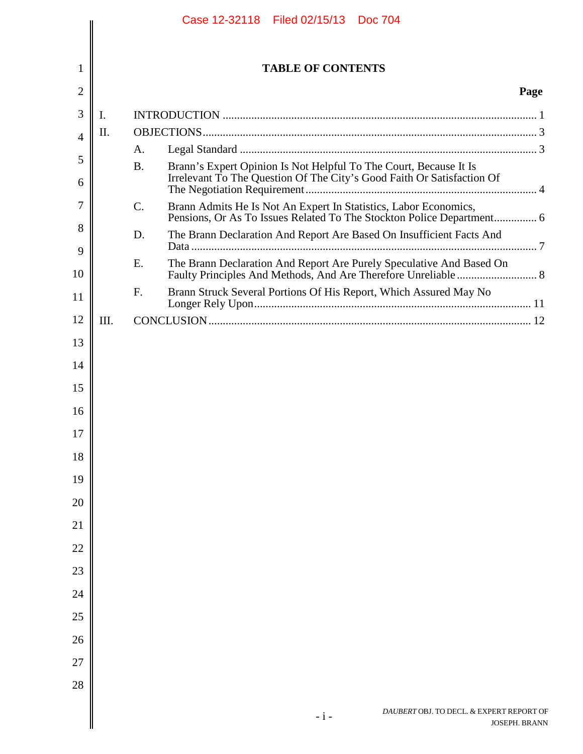# TABLE OF CONTENTS

| | | Page |
|---|---|---|
| I. | INTRODUCTION | 1 |
| II. | OBJECTIONS | 3 |
| | A. Legal Standard | 3 |
| | B. Brann's Expert Opinion Is Not Helpful To The Court, Because It Is Irrelevant To The Question Of The City's Good Faith Or Satisfaction Of The Negotiation Requirement | 4 |
| | C. Brann Admits He Is Not An Expert In Statistics, Labor Economics, Pensions, Or As To Issues Related To The Stockton Police Department | 6 |
| | D. The Brann Declaration And Report Are Based On Insufficient Facts And Data | 7 |
| | E. The Brann Declaration And Report Are Purely Speculative And Based On Faulty Principles And Methods, And Are Therefore Unreliable | 8 |
| | F. Brann Struck Several Portions Of His Report, Which Assured May No Longer Rely Upon | 11 |
| III. | CONCLUSION | 12 |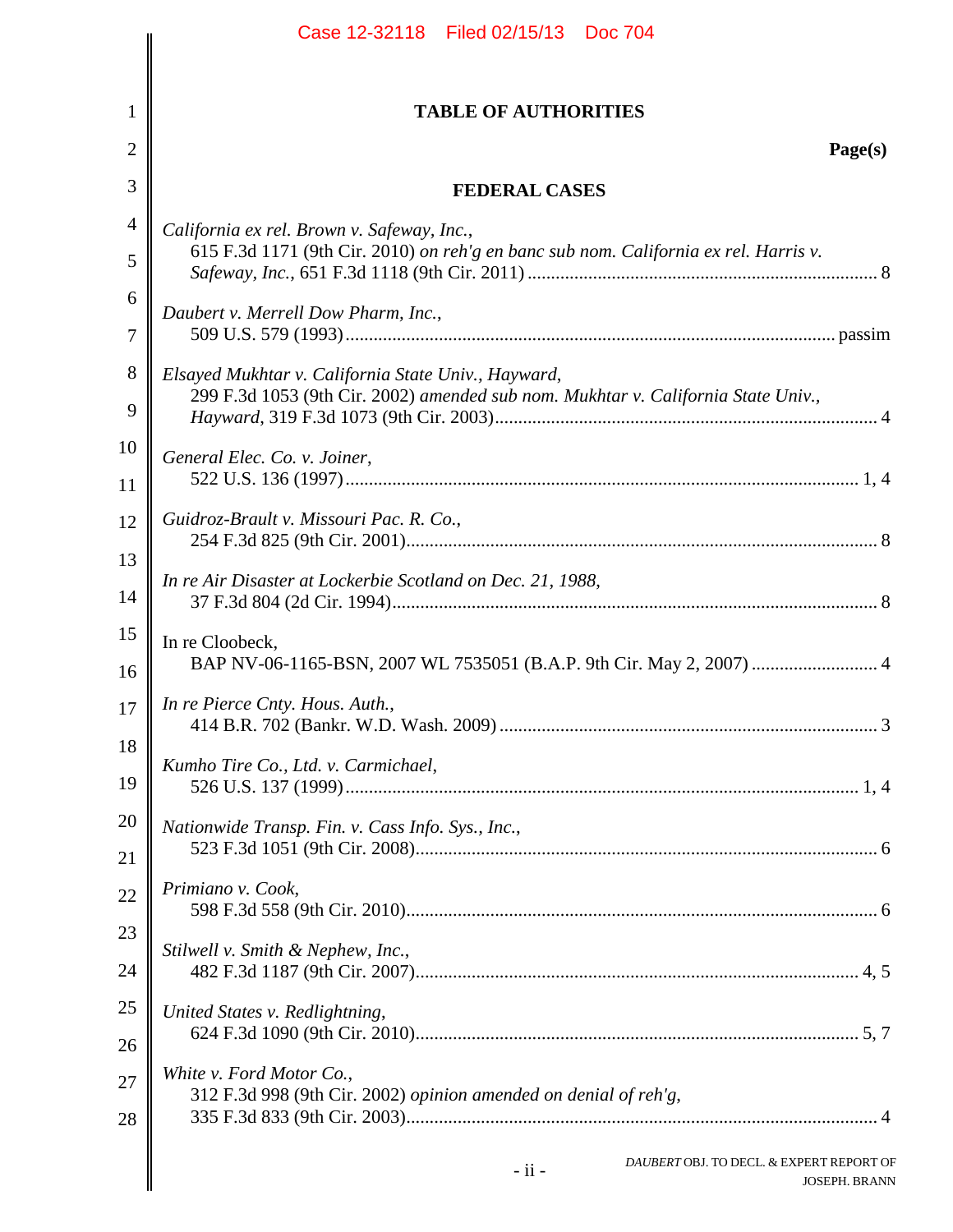# TABLE OF AUTHORITIES

**Page(s)**

## FEDERAL CASES

*California ex rel. Brown v. Safeway, Inc.*,
615 F.3d 1171 (9th Cir. 2010) *on reh'g en banc sub nom. California ex rel. Harris v. Safeway, Inc.*, 651 F.3d 1118 (9th Cir. 2011) .......... 8

*Daubert v. Merrell Dow Pharm, Inc.*,
509 U.S. 579 (1993) .......... passim

*Elsayed Mukhtar v. California State Univ., Hayward*,
299 F.3d 1053 (9th Cir. 2002) *amended sub nom. Mukhtar v. California State Univ., Hayward*, 319 F.3d 1073 (9th Cir. 2003) .......... 4

*General Elec. Co. v. Joiner*,
522 U.S. 136 (1997) .......... 1, 4

*Guidroz-Brault v. Missouri Pac. R. Co.*,
254 F.3d 825 (9th Cir. 2001) .......... 8

*In re Air Disaster at Lockerbie Scotland on Dec. 21, 1988*,
37 F.3d 804 (2d Cir. 1994) .......... 8

In re Cloobeck,
BAP NV-06-1165-BSN, 2007 WL 7535051 (B.A.P. 9th Cir. May 2, 2007) .......... 4

*In re Pierce Cnty. Hous. Auth.*,
414 B.R. 702 (Bankr. W.D. Wash. 2009) .......... 3

*Kumho Tire Co., Ltd. v. Carmichael*,
526 U.S. 137 (1999) .......... 1, 4

*Nationwide Transp. Fin. v. Cass Info. Sys., Inc.*,
523 F.3d 1051 (9th Cir. 2008) .......... 6

*Primiano v. Cook*,
598 F.3d 558 (9th Cir. 2010) .......... 6

*Stilwell v. Smith & Nephew, Inc.*,
482 F.3d 1187 (9th Cir. 2007) .......... 4, 5

*United States v. Redlightning*,
624 F.3d 1090 (9th Cir. 2010) .......... 5, 7

*White v. Ford Motor Co.*,
312 F.3d 998 (9th Cir. 2002) *opinion amended on denial of reh'g*, 335 F.3d 833 (9th Cir. 2003) .......... 4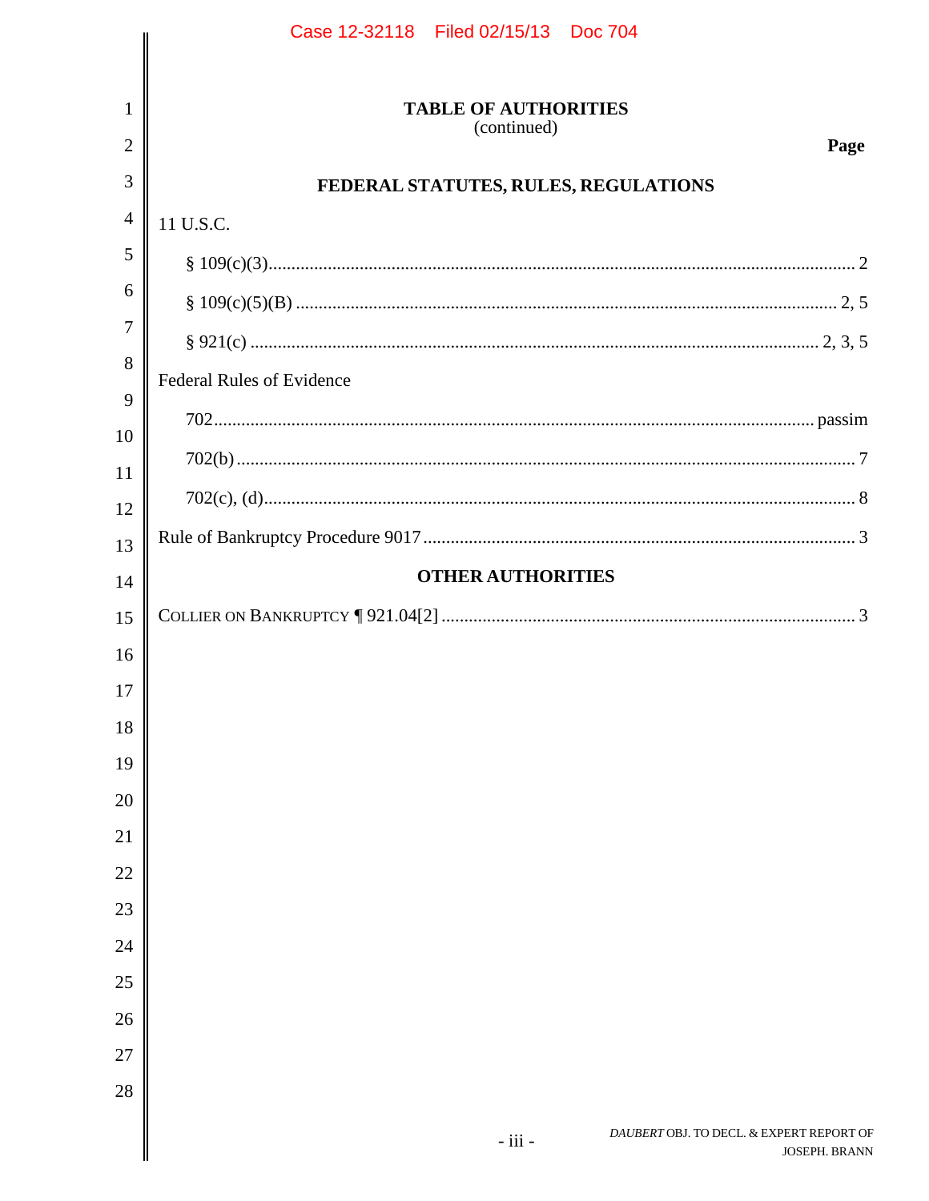**TABLE OF AUTHORITIES**
(continued)

**Page**

## FEDERAL STATUTES, RULES, REGULATIONS

11 U.S.C.

- § 109(c)(3) .... 2
- § 109(c)(5)(B) .... 2, 5
- § 921(c) .... 2, 3, 5

Federal Rules of Evidence

- 702 .... passim
- 702(b) .... 7
- 702(c), (d) .... 8

Rule of Bankruptcy Procedure 9017 .... 3

## OTHER AUTHORITIES

COLLIER ON BANKRUPTCY ¶ 921.04[2] .... 3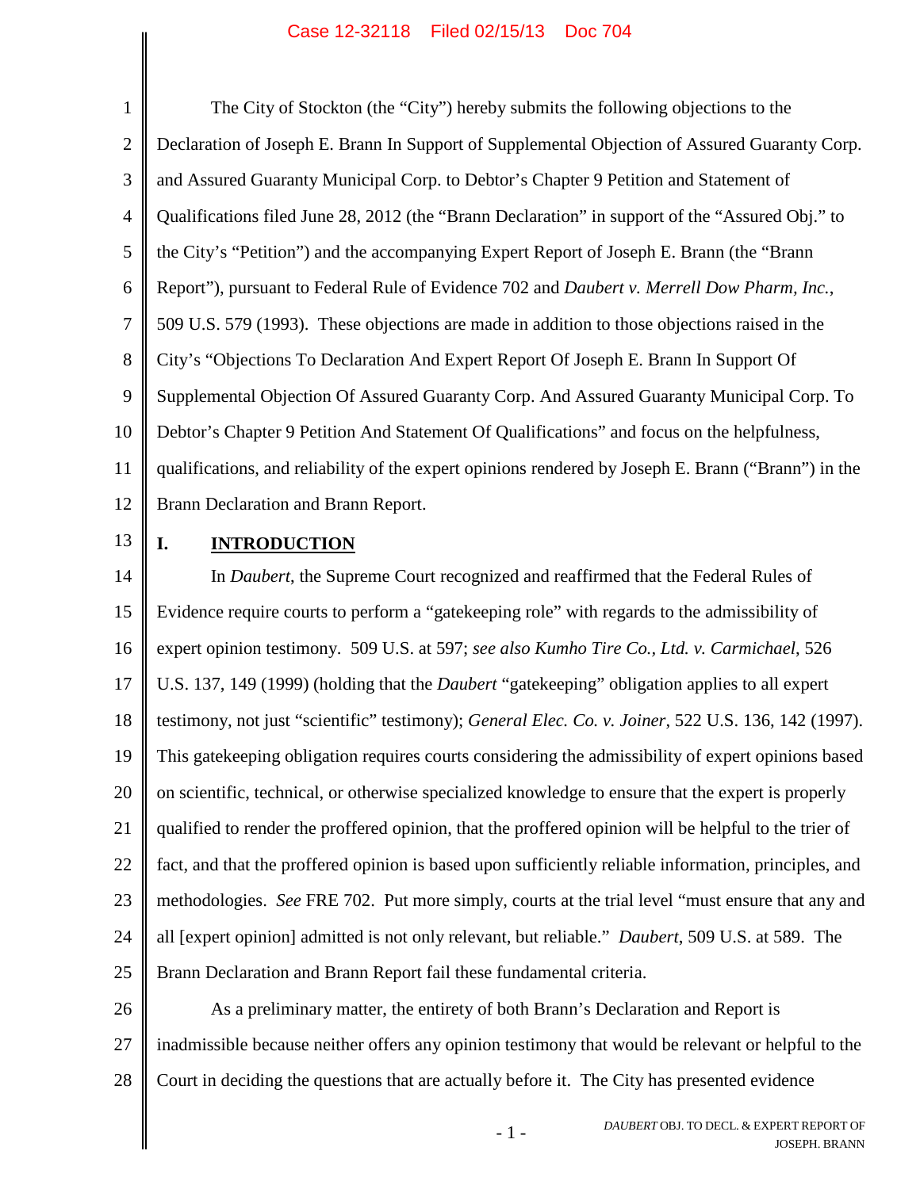The City of Stockton (the "City") hereby submits the following objections to the Declaration of Joseph E. Brann In Support of Supplemental Objection of Assured Guaranty Corp. and Assured Guaranty Municipal Corp. to Debtor's Chapter 9 Petition and Statement of Qualifications filed June 28, 2012 (the "Brann Declaration" in support of the "Assured Obj." to the City's "Petition") and the accompanying Expert Report of Joseph E. Brann (the "Brann Report"), pursuant to Federal Rule of Evidence 702 and *Daubert v. Merrell Dow Pharm, Inc.*, 509 U.S. 579 (1993). These objections are made in addition to those objections raised in the City's "Objections To Declaration And Expert Report Of Joseph E. Brann In Support Of Supplemental Objection Of Assured Guaranty Corp. And Assured Guaranty Municipal Corp. To Debtor's Chapter 9 Petition And Statement Of Qualifications" and focus on the helpfulness, qualifications, and reliability of the expert opinions rendered by Joseph E. Brann ("Brann") in the Brann Declaration and Brann Report.

## I. INTRODUCTION

In *Daubert*, the Supreme Court recognized and reaffirmed that the Federal Rules of Evidence require courts to perform a "gatekeeping role" with regards to the admissibility of expert opinion testimony. 509 U.S. at 597; *see also Kumho Tire Co., Ltd. v. Carmichael*, 526 U.S. 137, 149 (1999) (holding that the *Daubert* "gatekeeping" obligation applies to all expert testimony, not just "scientific" testimony); *General Elec. Co. v. Joiner*, 522 U.S. 136, 142 (1997). This gatekeeping obligation requires courts considering the admissibility of expert opinions based on scientific, technical, or otherwise specialized knowledge to ensure that the expert is properly qualified to render the proffered opinion, that the proffered opinion will be helpful to the trier of fact, and that the proffered opinion is based upon sufficiently reliable information, principles, and methodologies. *See* FRE 702. Put more simply, courts at the trial level "must ensure that any and all [expert opinion] admitted is not only relevant, but reliable." *Daubert*, 509 U.S. at 589. The Brann Declaration and Brann Report fail these fundamental criteria.

As a preliminary matter, the entirety of both Brann's Declaration and Report is inadmissible because neither offers any opinion testimony that would be relevant or helpful to the Court in deciding the questions that are actually before it. The City has presented evidence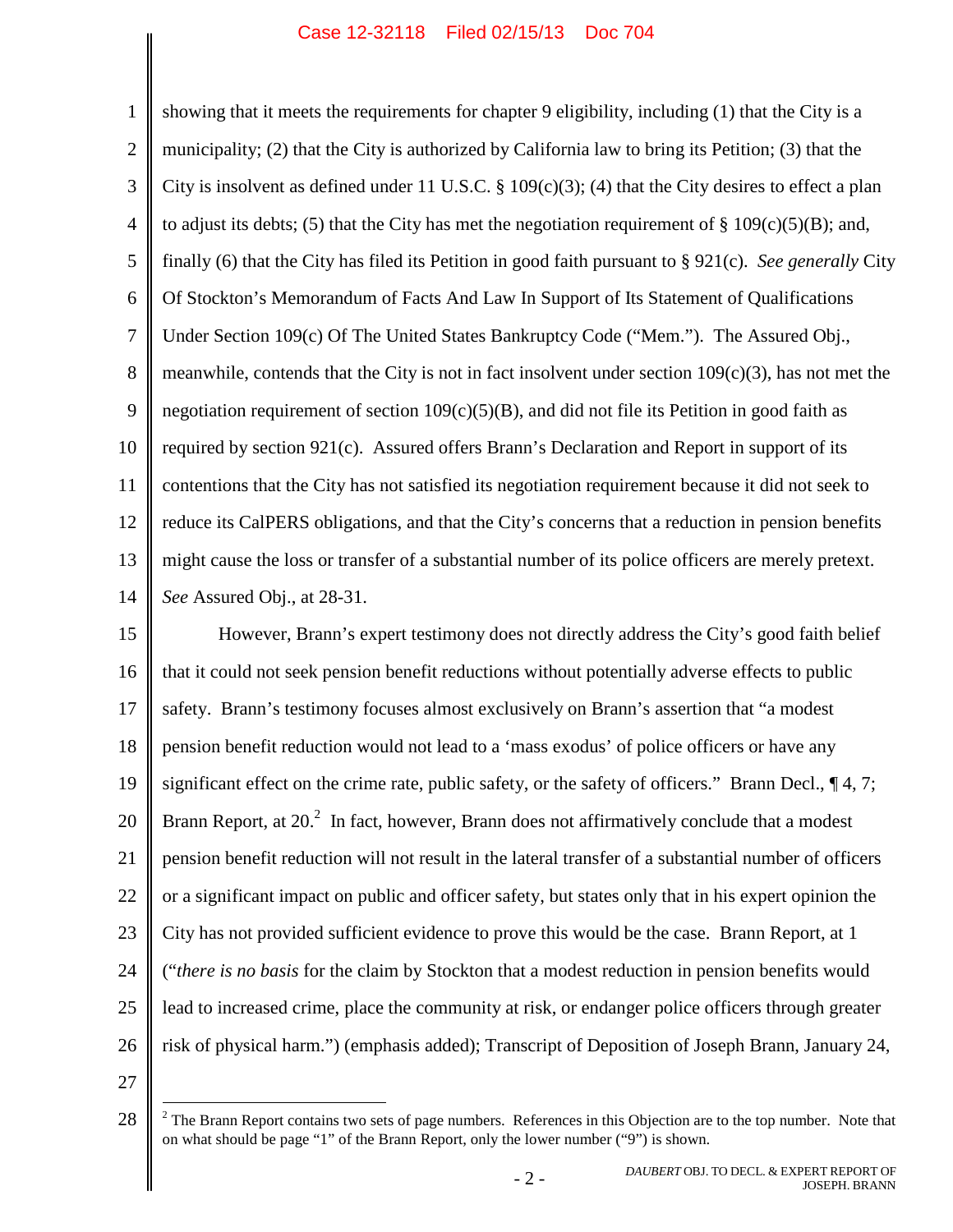showing that it meets the requirements for chapter 9 eligibility, including (1) that the City is a municipality; (2) that the City is authorized by California law to bring its Petition; (3) that the City is insolvent as defined under 11 U.S.C. § 109(c)(3); (4) that the City desires to effect a plan to adjust its debts; (5) that the City has met the negotiation requirement of § 109(c)(5)(B); and, finally (6) that the City has filed its Petition in good faith pursuant to § 921(c). *See generally* City Of Stockton's Memorandum of Facts And Law In Support of Its Statement of Qualifications Under Section 109(c) Of The United States Bankruptcy Code ("Mem."). The Assured Obj., meanwhile, contends that the City is not in fact insolvent under section 109(c)(3), has not met the negotiation requirement of section 109(c)(5)(B), and did not file its Petition in good faith as required by section 921(c). Assured offers Brann's Declaration and Report in support of its contentions that the City has not satisfied its negotiation requirement because it did not seek to reduce its CalPERS obligations, and that the City's concerns that a reduction in pension benefits might cause the loss or transfer of a substantial number of its police officers are merely pretext. *See* Assured Obj., at 28-31.

However, Brann's expert testimony does not directly address the City's good faith belief that it could not seek pension benefit reductions without potentially adverse effects to public safety. Brann's testimony focuses almost exclusively on Brann's assertion that "a modest pension benefit reduction would not lead to a 'mass exodus' of police officers or have any significant effect on the crime rate, public safety, or the safety of officers." Brann Decl., ¶ 4, 7; Brann Report, at 20.[2] In fact, however, Brann does not affirmatively conclude that a modest pension benefit reduction will not result in the lateral transfer of a substantial number of officers or a significant impact on public and officer safety, but states only that in his expert opinion the City has not provided sufficient evidence to prove this would be the case. Brann Report, at 1 ("*there is no basis* for the claim by Stockton that a modest reduction in pension benefits would lead to increased crime, place the community at risk, or endanger police officers through greater risk of physical harm.") (emphasis added); Transcript of Deposition of Joseph Brann, January 24,

[2] The Brann Report contains two sets of page numbers. References in this Objection are to the top number. Note that on what should be page "1" of the Brann Report, only the lower number ("9") is shown.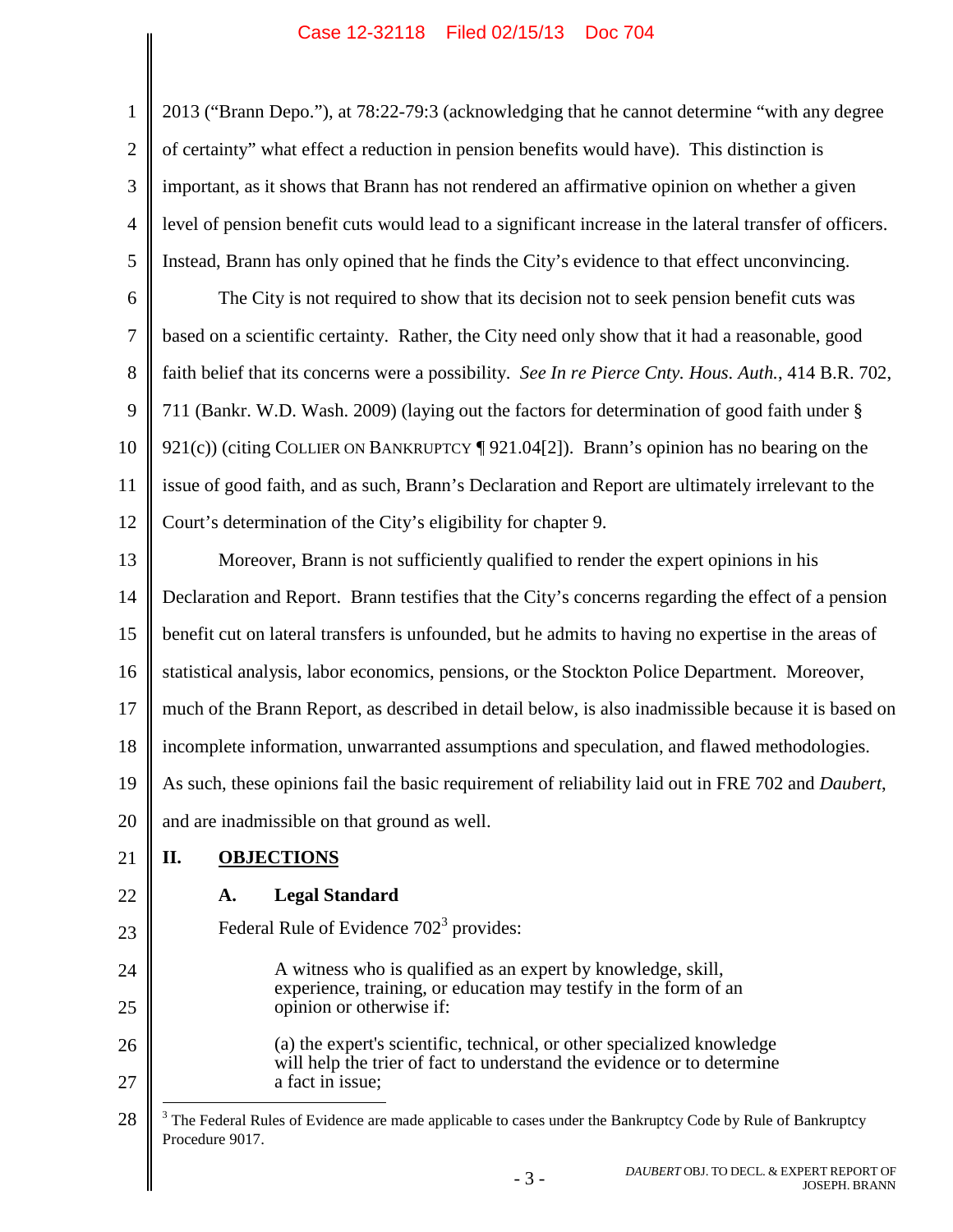2013 ("Brann Depo."), at 78:22-79:3 (acknowledging that he cannot determine "with any degree of certainty" what effect a reduction in pension benefits would have). This distinction is important, as it shows that Brann has not rendered an affirmative opinion on whether a given level of pension benefit cuts would lead to a significant increase in the lateral transfer of officers. Instead, Brann has only opined that he finds the City's evidence to that effect unconvincing.

The City is not required to show that its decision not to seek pension benefit cuts was based on a scientific certainty. Rather, the City need only show that it had a reasonable, good faith belief that its concerns were a possibility. *See In re Pierce Cnty. Hous. Auth.*, 414 B.R. 702, 711 (Bankr. W.D. Wash. 2009) (laying out the factors for determination of good faith under § 921(c)) (citing COLLIER ON BANKRUPTCY ¶ 921.04[2]). Brann's opinion has no bearing on the issue of good faith, and as such, Brann's Declaration and Report are ultimately irrelevant to the Court's determination of the City's eligibility for chapter 9.

Moreover, Brann is not sufficiently qualified to render the expert opinions in his Declaration and Report. Brann testifies that the City's concerns regarding the effect of a pension benefit cut on lateral transfers is unfounded, but he admits to having no expertise in the areas of statistical analysis, labor economics, pensions, or the Stockton Police Department. Moreover, much of the Brann Report, as described in detail below, is also inadmissible because it is based on incomplete information, unwarranted assumptions and speculation, and flawed methodologies. As such, these opinions fail the basic requirement of reliability laid out in FRE 702 and *Daubert*, and are inadmissible on that ground as well.

## II. OBJECTIONS

### A. Legal Standard

Federal Rule of Evidence 702[3] provides:

> A witness who is qualified as an expert by knowledge, skill, experience, training, or education may testify in the form of an opinion or otherwise if:
>
> (a) the expert's scientific, technical, or other specialized knowledge will help the trier of fact to understand the evidence or to determine a fact in issue;

[3] The Federal Rules of Evidence are made applicable to cases under the Bankruptcy Code by Rule of Bankruptcy Procedure 9017.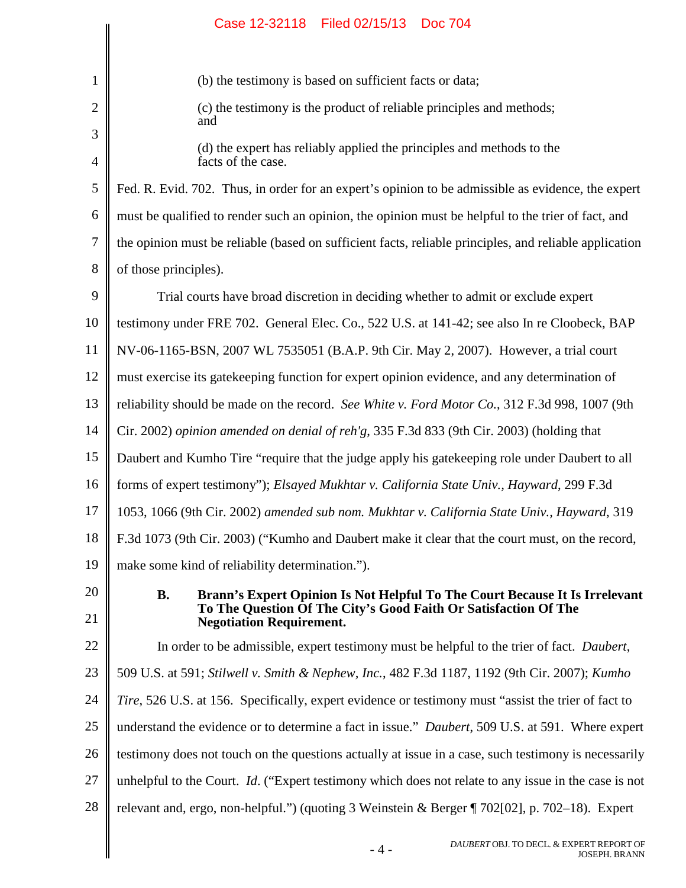(b) the testimony is based on sufficient facts or data;

(c) the testimony is the product of reliable principles and methods; and

(d) the expert has reliably applied the principles and methods to the facts of the case.

Fed. R. Evid. 702. Thus, in order for an expert's opinion to be admissible as evidence, the expert must be qualified to render such an opinion, the opinion must be helpful to the trier of fact, and the opinion must be reliable (based on sufficient facts, reliable principles, and reliable application of those principles).

Trial courts have broad discretion in deciding whether to admit or exclude expert testimony under FRE 702. General Elec. Co., 522 U.S. at 141-42; see also In re Cloobeck, BAP NV-06-1165-BSN, 2007 WL 7535051 (B.A.P. 9th Cir. May 2, 2007). However, a trial court must exercise its gatekeeping function for expert opinion evidence, and any determination of reliability should be made on the record. *See White v. Ford Motor Co.*, 312 F.3d 998, 1007 (9th Cir. 2002) *opinion amended on denial of reh'g*, 335 F.3d 833 (9th Cir. 2003) (holding that Daubert and Kumho Tire "require that the judge apply his gatekeeping role under Daubert to all forms of expert testimony"); *Elsayed Mukhtar v. California State Univ., Hayward*, 299 F.3d 1053, 1066 (9th Cir. 2002) *amended sub nom. Mukhtar v. California State Univ., Hayward*, 319 F.3d 1073 (9th Cir. 2003) ("Kumho and Daubert make it clear that the court must, on the record, make some kind of reliability determination.").

### B. Brann's Expert Opinion Is Not Helpful To The Court Because It Is Irrelevant To The Question Of The City's Good Faith Or Satisfaction Of The Negotiation Requirement.

In order to be admissible, expert testimony must be helpful to the trier of fact. *Daubert*, 509 U.S. at 591; *Stilwell v. Smith & Nephew, Inc.*, 482 F.3d 1187, 1192 (9th Cir. 2007); *Kumho Tire*, 526 U.S. at 156. Specifically, expert evidence or testimony must "assist the trier of fact to understand the evidence or to determine a fact in issue." *Daubert*, 509 U.S. at 591. Where expert testimony does not touch on the questions actually at issue in a case, such testimony is necessarily unhelpful to the Court. *Id*. ("Expert testimony which does not relate to any issue in the case is not relevant and, ergo, non-helpful.") (quoting 3 Weinstein & Berger ¶ 702[02], p. 702–18). Expert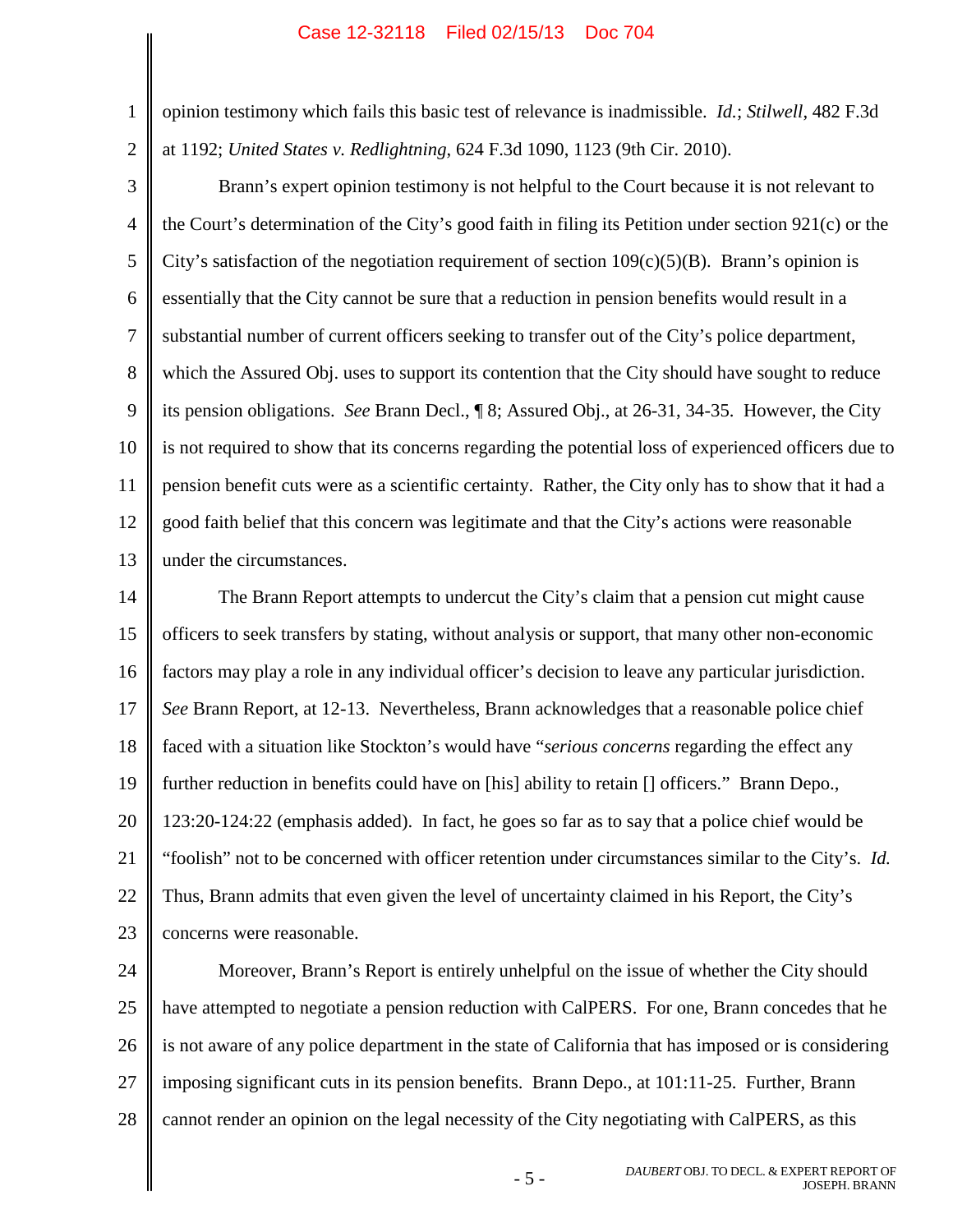opinion testimony which fails this basic test of relevance is inadmissible. *Id.*; *Stilwell*, 482 F.3d at 1192; *United States v. Redlightning*, 624 F.3d 1090, 1123 (9th Cir. 2010).

Brann's expert opinion testimony is not helpful to the Court because it is not relevant to the Court's determination of the City's good faith in filing its Petition under section 921(c) or the City's satisfaction of the negotiation requirement of section 109(c)(5)(B). Brann's opinion is essentially that the City cannot be sure that a reduction in pension benefits would result in a substantial number of current officers seeking to transfer out of the City's police department, which the Assured Obj. uses to support its contention that the City should have sought to reduce its pension obligations. *See* Brann Decl., ¶ 8; Assured Obj., at 26-31, 34-35. However, the City is not required to show that its concerns regarding the potential loss of experienced officers due to pension benefit cuts were as a scientific certainty. Rather, the City only has to show that it had a good faith belief that this concern was legitimate and that the City's actions were reasonable under the circumstances.

The Brann Report attempts to undercut the City's claim that a pension cut might cause officers to seek transfers by stating, without analysis or support, that many other non-economic factors may play a role in any individual officer's decision to leave any particular jurisdiction. *See* Brann Report, at 12-13. Nevertheless, Brann acknowledges that a reasonable police chief faced with a situation like Stockton's would have "*serious concerns* regarding the effect any further reduction in benefits could have on [his] ability to retain [] officers." Brann Depo., 123:20-124:22 (emphasis added). In fact, he goes so far as to say that a police chief would be "foolish" not to be concerned with officer retention under circumstances similar to the City's. *Id.* Thus, Brann admits that even given the level of uncertainty claimed in his Report, the City's concerns were reasonable.

Moreover, Brann's Report is entirely unhelpful on the issue of whether the City should have attempted to negotiate a pension reduction with CalPERS. For one, Brann concedes that he is not aware of any police department in the state of California that has imposed or is considering imposing significant cuts in its pension benefits. Brann Depo., at 101:11-25. Further, Brann cannot render an opinion on the legal necessity of the City negotiating with CalPERS, as this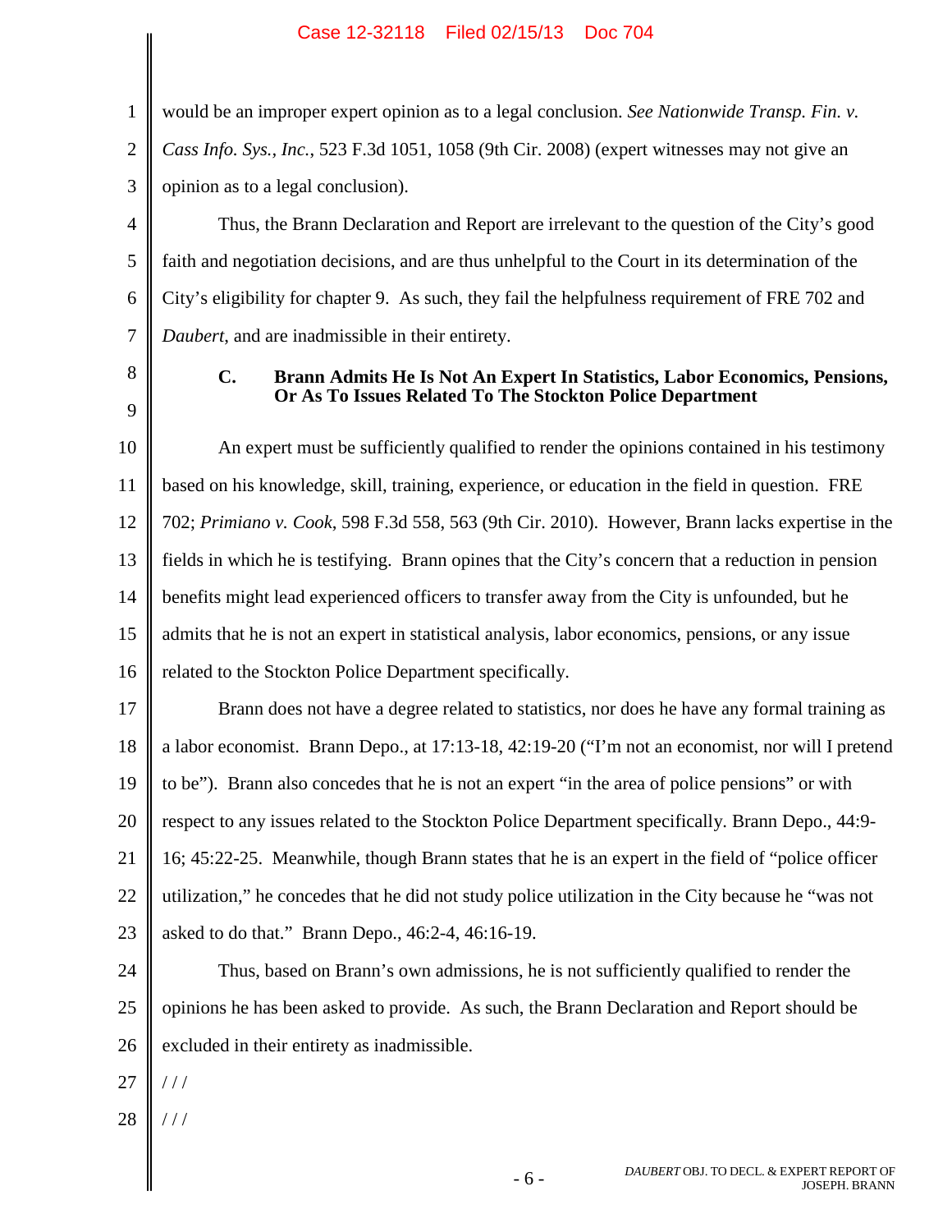would be an improper expert opinion as to a legal conclusion. *See Nationwide Transp. Fin. v. Cass Info. Sys., Inc.*, 523 F.3d 1051, 1058 (9th Cir. 2008) (expert witnesses may not give an opinion as to a legal conclusion).

Thus, the Brann Declaration and Report are irrelevant to the question of the City's good faith and negotiation decisions, and are thus unhelpful to the Court in its determination of the City's eligibility for chapter 9. As such, they fail the helpfulness requirement of FRE 702 and *Daubert*, and are inadmissible in their entirety.

### C. Brann Admits He Is Not An Expert In Statistics, Labor Economics, Pensions, Or As To Issues Related To The Stockton Police Department

An expert must be sufficiently qualified to render the opinions contained in his testimony based on his knowledge, skill, training, experience, or education in the field in question. FRE 702; *Primiano v. Cook*, 598 F.3d 558, 563 (9th Cir. 2010). However, Brann lacks expertise in the fields in which he is testifying. Brann opines that the City's concern that a reduction in pension benefits might lead experienced officers to transfer away from the City is unfounded, but he admits that he is not an expert in statistical analysis, labor economics, pensions, or any issue related to the Stockton Police Department specifically.

Brann does not have a degree related to statistics, nor does he have any formal training as a labor economist. Brann Depo., at 17:13-18, 42:19-20 ("I'm not an economist, nor will I pretend to be"). Brann also concedes that he is not an expert "in the area of police pensions" or with respect to any issues related to the Stockton Police Department specifically. Brann Depo., 44:9-16; 45:22-25. Meanwhile, though Brann states that he is an expert in the field of "police officer utilization," he concedes that he did not study police utilization in the City because he "was not asked to do that." Brann Depo., 46:2-4, 46:16-19.

Thus, based on Brann's own admissions, he is not sufficiently qualified to render the opinions he has been asked to provide. As such, the Brann Declaration and Report should be excluded in their entirety as inadmissible.

/ / /

/ / /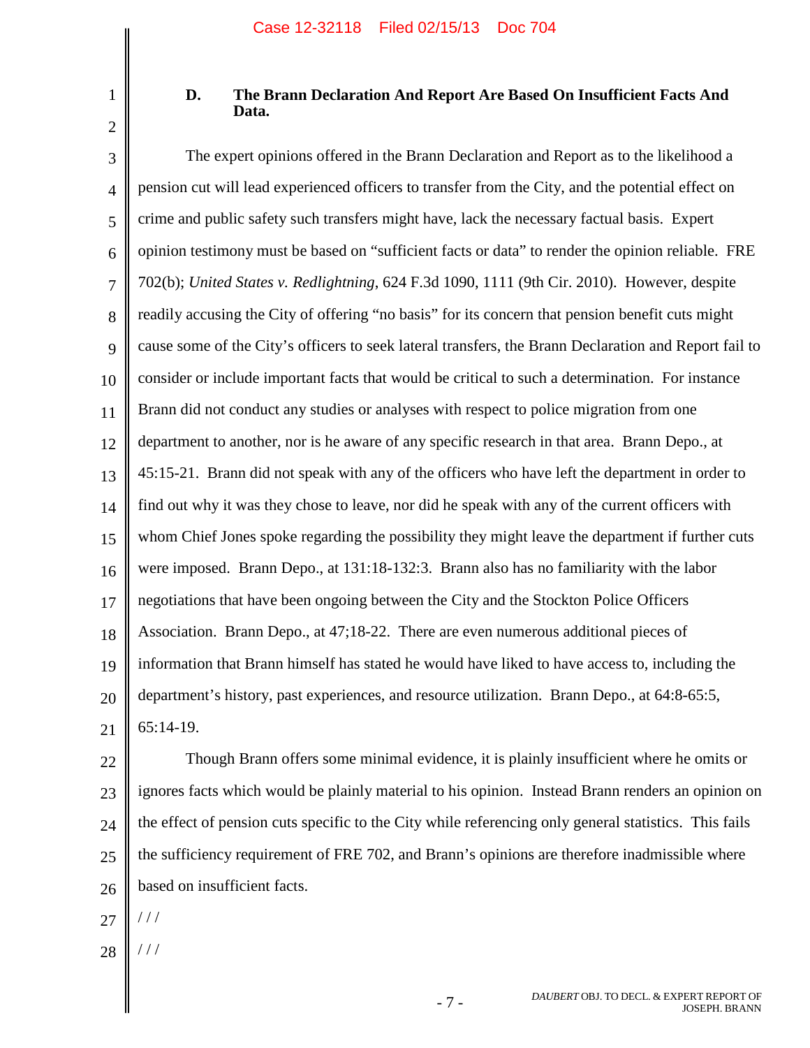### D. The Brann Declaration And Report Are Based On Insufficient Facts And Data.

The expert opinions offered in the Brann Declaration and Report as to the likelihood a pension cut will lead experienced officers to transfer from the City, and the potential effect on crime and public safety such transfers might have, lack the necessary factual basis. Expert opinion testimony must be based on "sufficient facts or data" to render the opinion reliable. FRE 702(b); *United States v. Redlightning*, 624 F.3d 1090, 1111 (9th Cir. 2010). However, despite readily accusing the City of offering "no basis" for its concern that pension benefit cuts might cause some of the City's officers to seek lateral transfers, the Brann Declaration and Report fail to consider or include important facts that would be critical to such a determination. For instance Brann did not conduct any studies or analyses with respect to police migration from one department to another, nor is he aware of any specific research in that area. Brann Depo., at 45:15-21. Brann did not speak with any of the officers who have left the department in order to find out why it was they chose to leave, nor did he speak with any of the current officers with whom Chief Jones spoke regarding the possibility they might leave the department if further cuts were imposed. Brann Depo., at 131:18-132:3. Brann also has no familiarity with the labor negotiations that have been ongoing between the City and the Stockton Police Officers Association. Brann Depo., at 47;18-22. There are even numerous additional pieces of information that Brann himself has stated he would have liked to have access to, including the department's history, past experiences, and resource utilization. Brann Depo., at 64:8-65:5, 65:14-19.

Though Brann offers some minimal evidence, it is plainly insufficient where he omits or ignores facts which would be plainly material to his opinion. Instead Brann renders an opinion on the effect of pension cuts specific to the City while referencing only general statistics. This fails the sufficiency requirement of FRE 702, and Brann's opinions are therefore inadmissible where based on insufficient facts.

/ / /

/ / /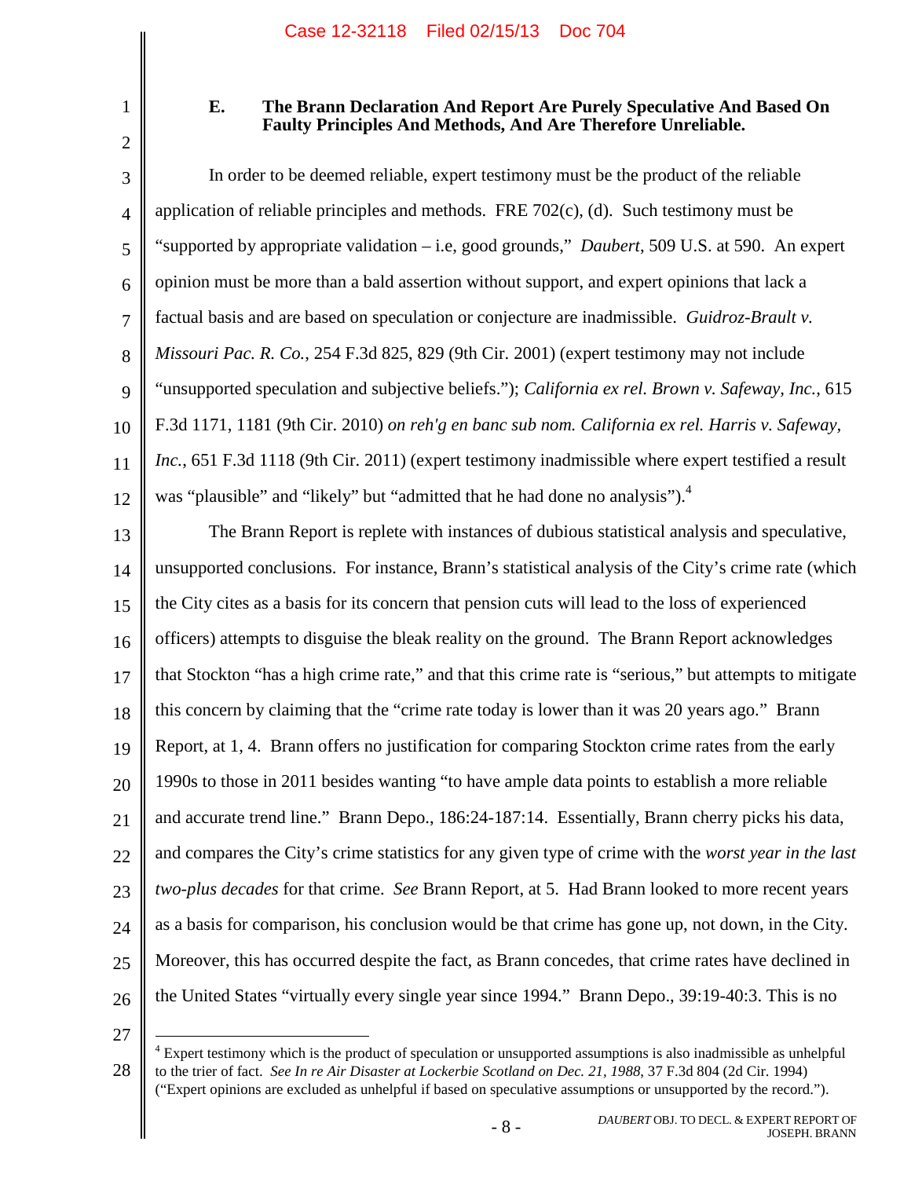### E. The Brann Declaration And Report Are Purely Speculative And Based On Faulty Principles And Methods, And Are Therefore Unreliable.

In order to be deemed reliable, expert testimony must be the product of the reliable application of reliable principles and methods. FRE 702(c), (d). Such testimony must be "supported by appropriate validation – i.e, good grounds," *Daubert*, 509 U.S. at 590. An expert opinion must be more than a bald assertion without support, and expert opinions that lack a factual basis and are based on speculation or conjecture are inadmissible. *Guidroz-Brault v. Missouri Pac. R. Co.*, 254 F.3d 825, 829 (9th Cir. 2001) (expert testimony may not include "unsupported speculation and subjective beliefs."); *California ex rel. Brown v. Safeway, Inc.*, 615 F.3d 1171, 1181 (9th Cir. 2010) *on reh'g en banc sub nom. California ex rel. Harris v. Safeway, Inc.*, 651 F.3d 1118 (9th Cir. 2011) (expert testimony inadmissible where expert testified a result was "plausible" and "likely" but "admitted that he had done no analysis").[4]

The Brann Report is replete with instances of dubious statistical analysis and speculative, unsupported conclusions. For instance, Brann's statistical analysis of the City's crime rate (which the City cites as a basis for its concern that pension cuts will lead to the loss of experienced officers) attempts to disguise the bleak reality on the ground. The Brann Report acknowledges that Stockton "has a high crime rate," and that this crime rate is "serious," but attempts to mitigate this concern by claiming that the "crime rate today is lower than it was 20 years ago." Brann Report, at 1, 4. Brann offers no justification for comparing Stockton crime rates from the early 1990s to those in 2011 besides wanting "to have ample data points to establish a more reliable and accurate trend line." Brann Depo., 186:24-187:14. Essentially, Brann cherry picks his data, and compares the City's crime statistics for any given type of crime with the *worst year in the last two-plus decades* for that crime. *See* Brann Report, at 5. Had Brann looked to more recent years as a basis for comparison, his conclusion would be that crime has gone up, not down, in the City. Moreover, this has occurred despite the fact, as Brann concedes, that crime rates have declined in the United States "virtually every single year since 1994." Brann Depo., 39:19-40:3. This is no

---

[4] Expert testimony which is the product of speculation or unsupported assumptions is also inadmissible as unhelpful to the trier of fact. *See In re Air Disaster at Lockerbie Scotland on Dec. 21, 1988*, 37 F.3d 804 (2d Cir. 1994) ("Expert opinions are excluded as unhelpful if based on speculative assumptions or unsupported by the record.").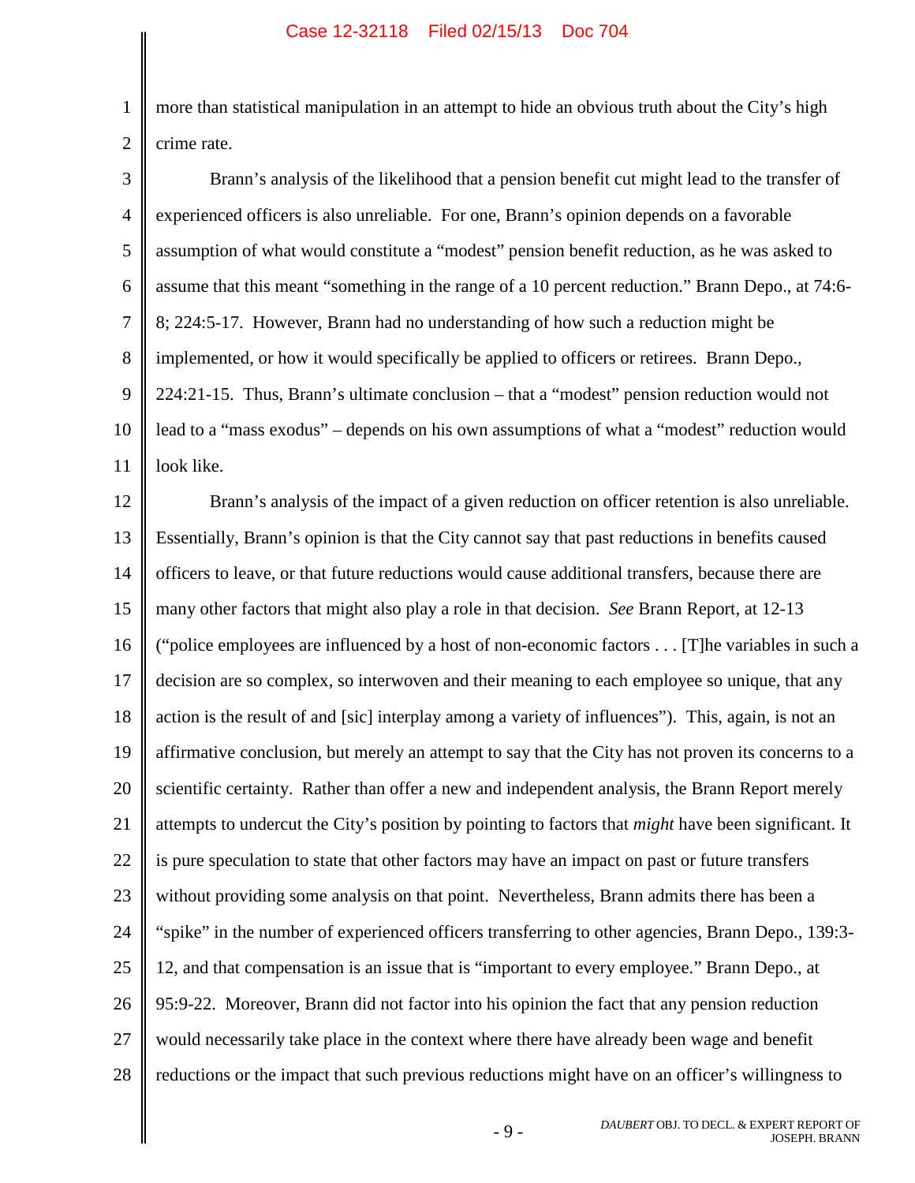more than statistical manipulation in an attempt to hide an obvious truth about the City's high crime rate.

Brann's analysis of the likelihood that a pension benefit cut might lead to the transfer of experienced officers is also unreliable. For one, Brann's opinion depends on a favorable assumption of what would constitute a "modest" pension benefit reduction, as he was asked to assume that this meant "something in the range of a 10 percent reduction." Brann Depo., at 74:6-8; 224:5-17. However, Brann had no understanding of how such a reduction might be implemented, or how it would specifically be applied to officers or retirees. Brann Depo., 224:21-15. Thus, Brann's ultimate conclusion – that a "modest" pension reduction would not lead to a "mass exodus" – depends on his own assumptions of what a "modest" reduction would look like.

Brann's analysis of the impact of a given reduction on officer retention is also unreliable. Essentially, Brann's opinion is that the City cannot say that past reductions in benefits caused officers to leave, or that future reductions would cause additional transfers, because there are many other factors that might also play a role in that decision. *See* Brann Report, at 12-13 ("police employees are influenced by a host of non-economic factors . . . [T]he variables in such a decision are so complex, so interwoven and their meaning to each employee so unique, that any action is the result of and [sic] interplay among a variety of influences"). This, again, is not an affirmative conclusion, but merely an attempt to say that the City has not proven its concerns to a scientific certainty. Rather than offer a new and independent analysis, the Brann Report merely attempts to undercut the City's position by pointing to factors that *might* have been significant. It is pure speculation to state that other factors may have an impact on past or future transfers without providing some analysis on that point. Nevertheless, Brann admits there has been a "spike" in the number of experienced officers transferring to other agencies, Brann Depo., 139:3-12, and that compensation is an issue that is "important to every employee." Brann Depo., at 95:9-22. Moreover, Brann did not factor into his opinion the fact that any pension reduction would necessarily take place in the context where there have already been wage and benefit reductions or the impact that such previous reductions might have on an officer's willingness to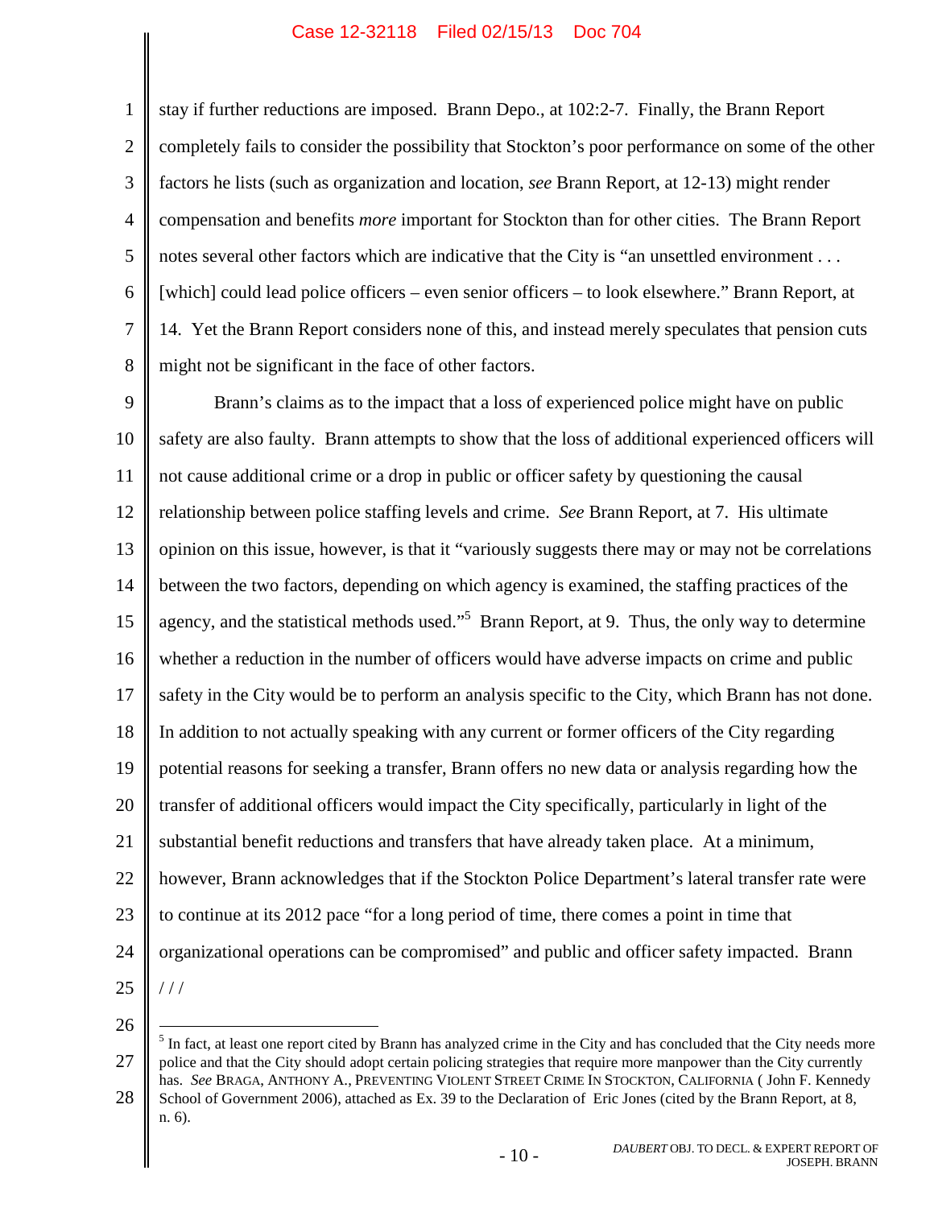stay if further reductions are imposed. Brann Depo., at 102:2-7. Finally, the Brann Report completely fails to consider the possibility that Stockton's poor performance on some of the other factors he lists (such as organization and location, *see* Brann Report, at 12-13) might render compensation and benefits *more* important for Stockton than for other cities. The Brann Report notes several other factors which are indicative that the City is "an unsettled environment . . . [which] could lead police officers – even senior officers – to look elsewhere." Brann Report, at 14. Yet the Brann Report considers none of this, and instead merely speculates that pension cuts might not be significant in the face of other factors.

Brann's claims as to the impact that a loss of experienced police might have on public safety are also faulty. Brann attempts to show that the loss of additional experienced officers will not cause additional crime or a drop in public or officer safety by questioning the causal relationship between police staffing levels and crime. *See* Brann Report, at 7. His ultimate opinion on this issue, however, is that it "variously suggests there may or may not be correlations between the two factors, depending on which agency is examined, the staffing practices of the agency, and the statistical methods used."[5] Brann Report, at 9. Thus, the only way to determine whether a reduction in the number of officers would have adverse impacts on crime and public safety in the City would be to perform an analysis specific to the City, which Brann has not done. In addition to not actually speaking with any current or former officers of the City regarding potential reasons for seeking a transfer, Brann offers no new data or analysis regarding how the transfer of additional officers would impact the City specifically, particularly in light of the substantial benefit reductions and transfers that have already taken place. At a minimum, however, Brann acknowledges that if the Stockton Police Department's lateral transfer rate were to continue at its 2012 pace "for a long period of time, there comes a point in time that organizational operations can be compromised" and public and officer safety impacted. Brann

/ / /

---

[5] In fact, at least one report cited by Brann has analyzed crime in the City and has concluded that the City needs more police and that the City should adopt certain policing strategies that require more manpower than the City currently has. *See* BRAGA, ANTHONY A., PREVENTING VIOLENT STREET CRIME IN STOCKTON, CALIFORNIA ( John F. Kennedy School of Government 2006), attached as Ex. 39 to the Declaration of Eric Jones (cited by the Brann Report, at 8, n. 6).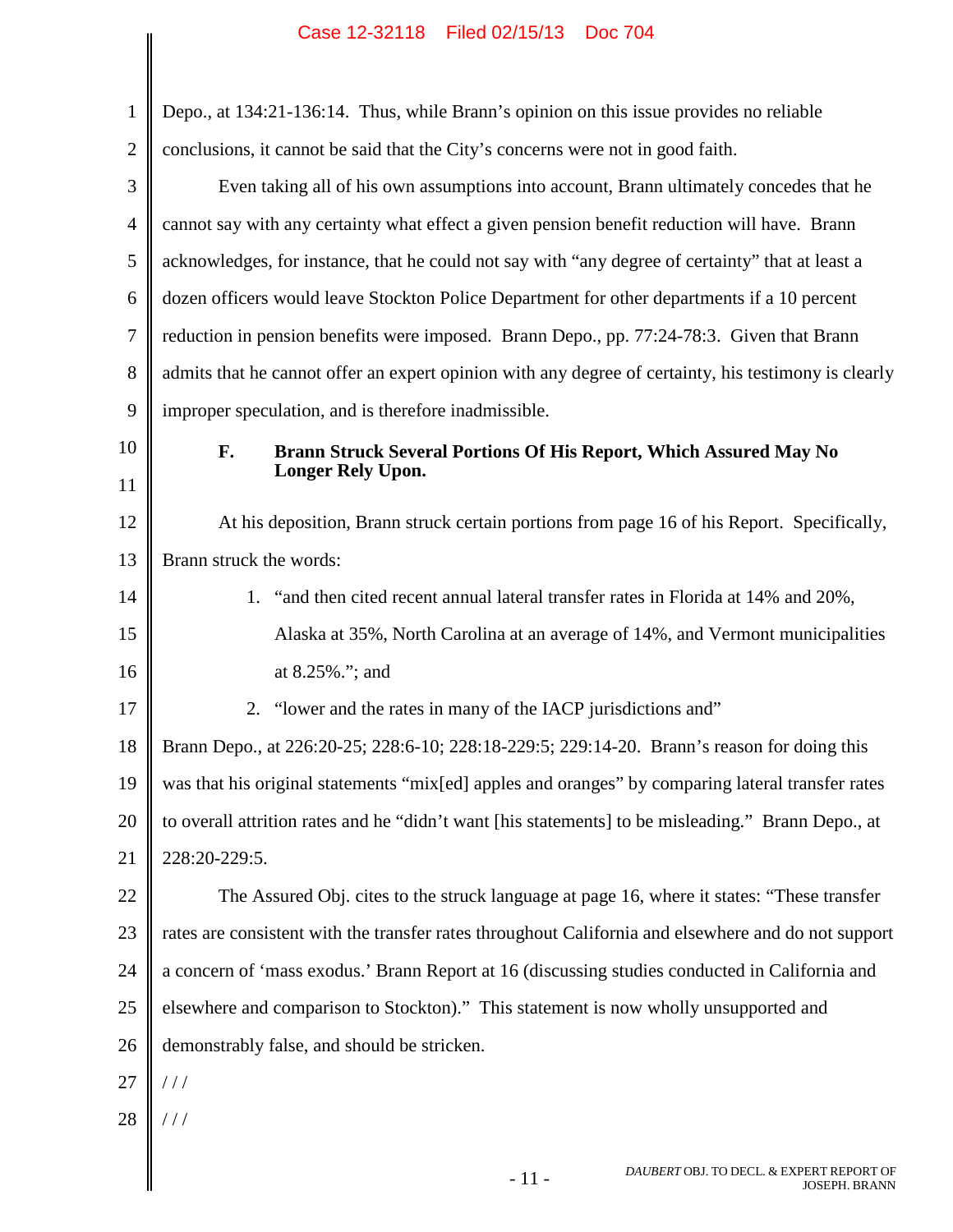Depo., at 134:21-136:14. Thus, while Brann's opinion on this issue provides no reliable conclusions, it cannot be said that the City's concerns were not in good faith.

Even taking all of his own assumptions into account, Brann ultimately concedes that he cannot say with any certainty what effect a given pension benefit reduction will have. Brann acknowledges, for instance, that he could not say with "any degree of certainty" that at least a dozen officers would leave Stockton Police Department for other departments if a 10 percent reduction in pension benefits were imposed. Brann Depo., pp. 77:24-78:3. Given that Brann admits that he cannot offer an expert opinion with any degree of certainty, his testimony is clearly improper speculation, and is therefore inadmissible.

### F. Brann Struck Several Portions Of His Report, Which Assured May No Longer Rely Upon.

At his deposition, Brann struck certain portions from page 16 of his Report. Specifically, Brann struck the words:

1. "and then cited recent annual lateral transfer rates in Florida at 14% and 20%, Alaska at 35%, North Carolina at an average of 14%, and Vermont municipalities at 8.25%."; and
2. "lower and the rates in many of the IACP jurisdictions and"

Brann Depo., at 226:20-25; 228:6-10; 228:18-229:5; 229:14-20. Brann's reason for doing this was that his original statements "mix[ed] apples and oranges" by comparing lateral transfer rates to overall attrition rates and he "didn't want [his statements] to be misleading." Brann Depo., at 228:20-229:5.

The Assured Obj. cites to the struck language at page 16, where it states: "These transfer rates are consistent with the transfer rates throughout California and elsewhere and do not support a concern of 'mass exodus.' Brann Report at 16 (discussing studies conducted in California and elsewhere and comparison to Stockton)." This statement is now wholly unsupported and demonstrably false, and should be stricken.

/ / /

/ / /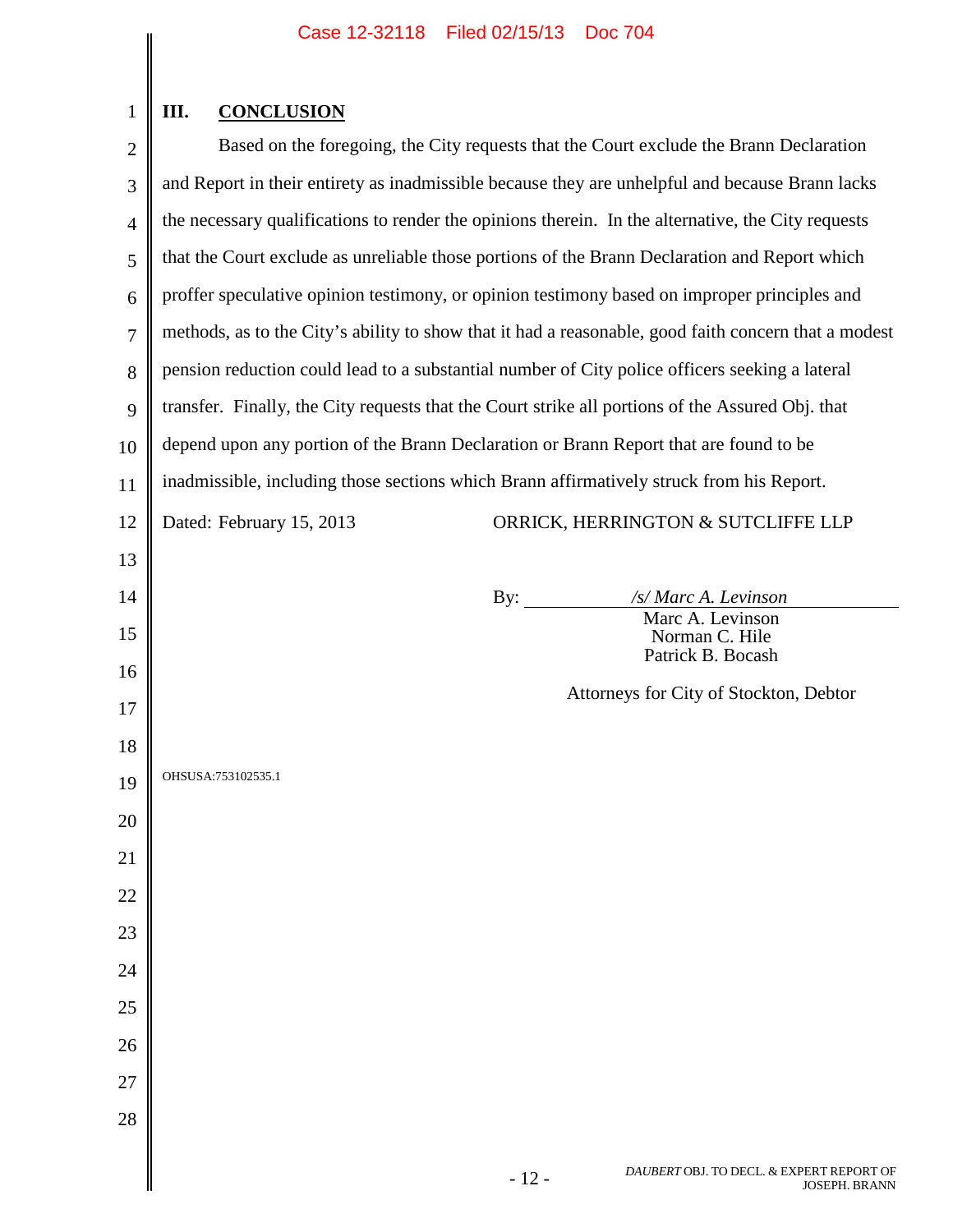## III. CONCLUSION

Based on the foregoing, the City requests that the Court exclude the Brann Declaration and Report in their entirety as inadmissible because they are unhelpful and because Brann lacks the necessary qualifications to render the opinions therein. In the alternative, the City requests that the Court exclude as unreliable those portions of the Brann Declaration and Report which proffer speculative opinion testimony, or opinion testimony based on improper principles and methods, as to the City's ability to show that it had a reasonable, good faith concern that a modest pension reduction could lead to a substantial number of City police officers seeking a lateral transfer. Finally, the City requests that the Court strike all portions of the Assured Obj. that depend upon any portion of the Brann Declaration or Brann Report that are found to be inadmissible, including those sections which Brann affirmatively struck from his Report.

Dated: February 15, 2013

ORRICK, HERRINGTON & SUTCLIFFE LLP

By: */s/ Marc A. Levinson*
Marc A. Levinson
Norman C. Hile
Patrick B. Bocash

Attorneys for City of Stockton, Debtor

OHSUSA:753102535.1